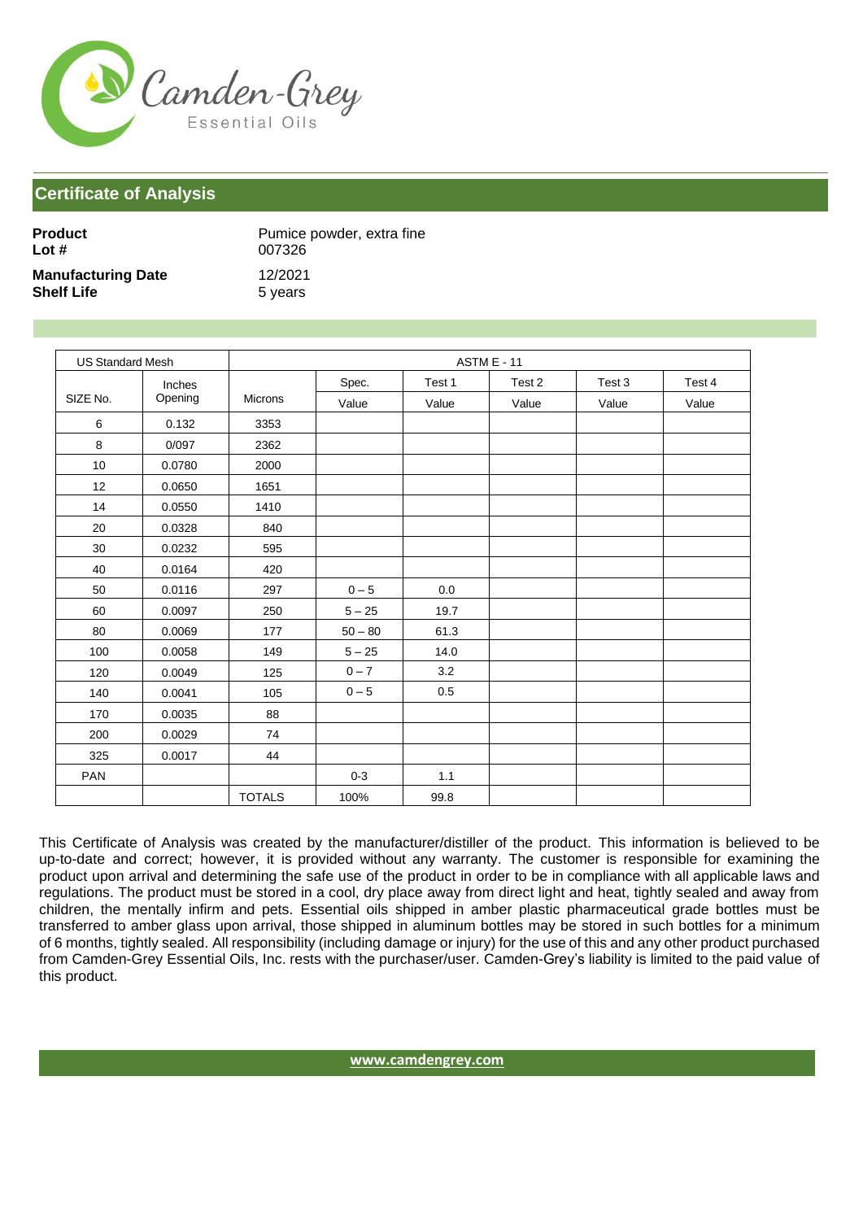Camden-Grey
Essential Oils

## Certificate of Analysis

**Product** Pumice powder, extra fine
**Lot #** 007326
**Manufacturing Date** 12/2021
**Shelf Life** 5 years

| US Standard Mesh | | ASTM E - 11 | | | | | |
|---|---|---|---|---|---|---|---|
| SIZE No. | Inches Opening | Microns | Spec. Value | Test 1 Value | Test 2 Value | Test 3 Value | Test 4 Value |
| 6 | 0.132 | 3353 | | | | | |
| 8 | 0/097 | 2362 | | | | | |
| 10 | 0.0780 | 2000 | | | | | |
| 12 | 0.0650 | 1651 | | | | | |
| 14 | 0.0550 | 1410 | | | | | |
| 20 | 0.0328 | 840 | | | | | |
| 30 | 0.0232 | 595 | | | | | |
| 40 | 0.0164 | 420 | | | | | |
| 50 | 0.0116 | 297 | 0 – 5 | 0.0 | | | |
| 60 | 0.0097 | 250 | 5 – 25 | 19.7 | | | |
| 80 | 0.0069 | 177 | 50 – 80 | 61.3 | | | |
| 100 | 0.0058 | 149 | 5 – 25 | 14.0 | | | |
| 120 | 0.0049 | 125 | 0 – 7 | 3.2 | | | |
| 140 | 0.0041 | 105 | 0 – 5 | 0.5 | | | |
| 170 | 0.0035 | 88 | | | | | |
| 200 | 0.0029 | 74 | | | | | |
| 325 | 0.0017 | 44 | | | | | |
| PAN | | | 0-3 | 1.1 | | | |
| | | TOTALS | 100% | 99.8 | | | |

This Certificate of Analysis was created by the manufacturer/distiller of the product. This information is believed to be up-to-date and correct; however, it is provided without any warranty. The customer is responsible for examining the product upon arrival and determining the safe use of the product in order to be in compliance with all applicable laws and regulations. The product must be stored in a cool, dry place away from direct light and heat, tightly sealed and away from children, the mentally infirm and pets. Essential oils shipped in amber plastic pharmaceutical grade bottles must be transferred to amber glass upon arrival, those shipped in aluminum bottles may be stored in such bottles for a minimum of 6 months, tightly sealed. All responsibility (including damage or injury) for the use of this and any other product purchased from Camden-Grey Essential Oils, Inc. rests with the purchaser/user. Camden-Grey's liability is limited to the paid value of this product.

www.camdengrey.com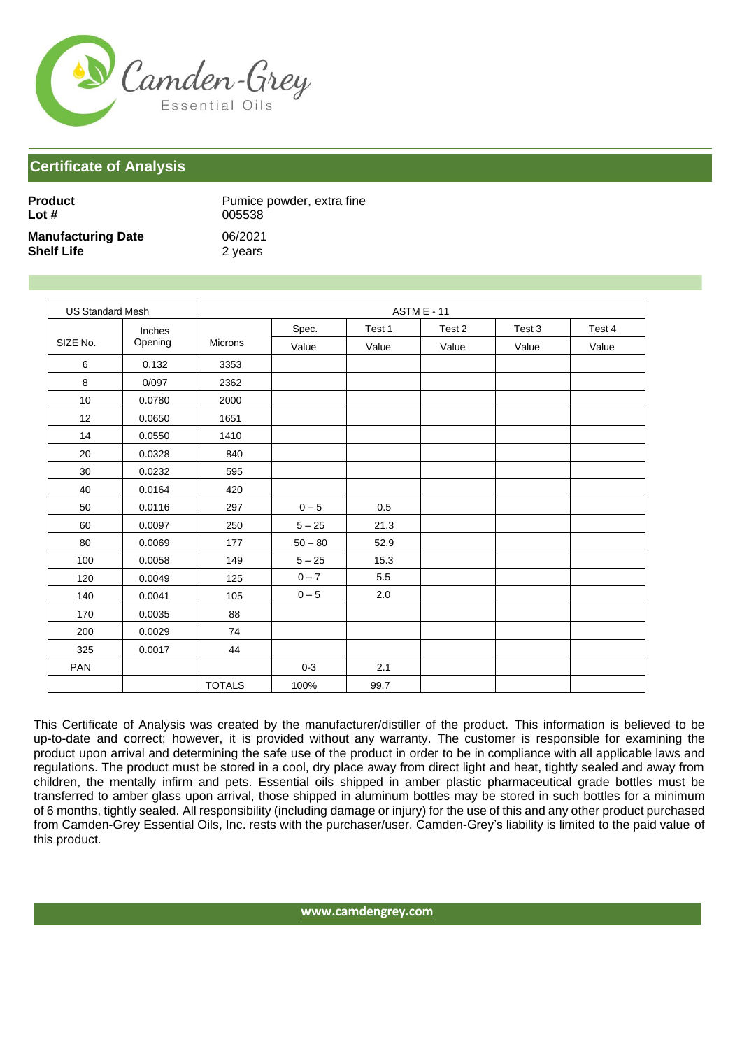Camden-Grey
Essential Oils

## Certificate of Analysis

| | |
|---|---|
| **Product** | Pumice powder, extra fine |
| **Lot #** | 005538 |
| **Manufacturing Date** | 06/2021 |
| **Shelf Life** | 2 years |

| US Standard Mesh | | | ASTM E - 11 | | | | |
|---|---|---|---|---|---|---|---|
| SIZE No. | Inches Opening | Microns | Spec. Value | Test 1 Value | Test 2 Value | Test 3 Value | Test 4 Value |
| 6 | 0.132 | 3353 | | | | | |
| 8 | 0/097 | 2362 | | | | | |
| 10 | 0.0780 | 2000 | | | | | |
| 12 | 0.0650 | 1651 | | | | | |
| 14 | 0.0550 | 1410 | | | | | |
| 20 | 0.0328 | 840 | | | | | |
| 30 | 0.0232 | 595 | | | | | |
| 40 | 0.0164 | 420 | | | | | |
| 50 | 0.0116 | 297 | 0 – 5 | 0.5 | | | |
| 60 | 0.0097 | 250 | 5 – 25 | 21.3 | | | |
| 80 | 0.0069 | 177 | 50 – 80 | 52.9 | | | |
| 100 | 0.0058 | 149 | 5 – 25 | 15.3 | | | |
| 120 | 0.0049 | 125 | 0 – 7 | 5.5 | | | |
| 140 | 0.0041 | 105 | 0 – 5 | 2.0 | | | |
| 170 | 0.0035 | 88 | | | | | |
| 200 | 0.0029 | 74 | | | | | |
| 325 | 0.0017 | 44 | | | | | |
| PAN | | | 0-3 | 2.1 | | | |
| | | TOTALS | 100% | 99.7 | | | |

This Certificate of Analysis was created by the manufacturer/distiller of the product. This information is believed to be up-to-date and correct; however, it is provided without any warranty. The customer is responsible for examining the product upon arrival and determining the safe use of the product in order to be in compliance with all applicable laws and regulations. The product must be stored in a cool, dry place away from direct light and heat, tightly sealed and away from children, the mentally infirm and pets. Essential oils shipped in amber plastic pharmaceutical grade bottles must be transferred to amber glass upon arrival, those shipped in aluminum bottles may be stored in such bottles for a minimum of 6 months, tightly sealed. All responsibility (including damage or injury) for the use of this and any other product purchased from Camden-Grey Essential Oils, Inc. rests with the purchaser/user. Camden-Grey's liability is limited to the paid value of this product.

www.camdengrey.com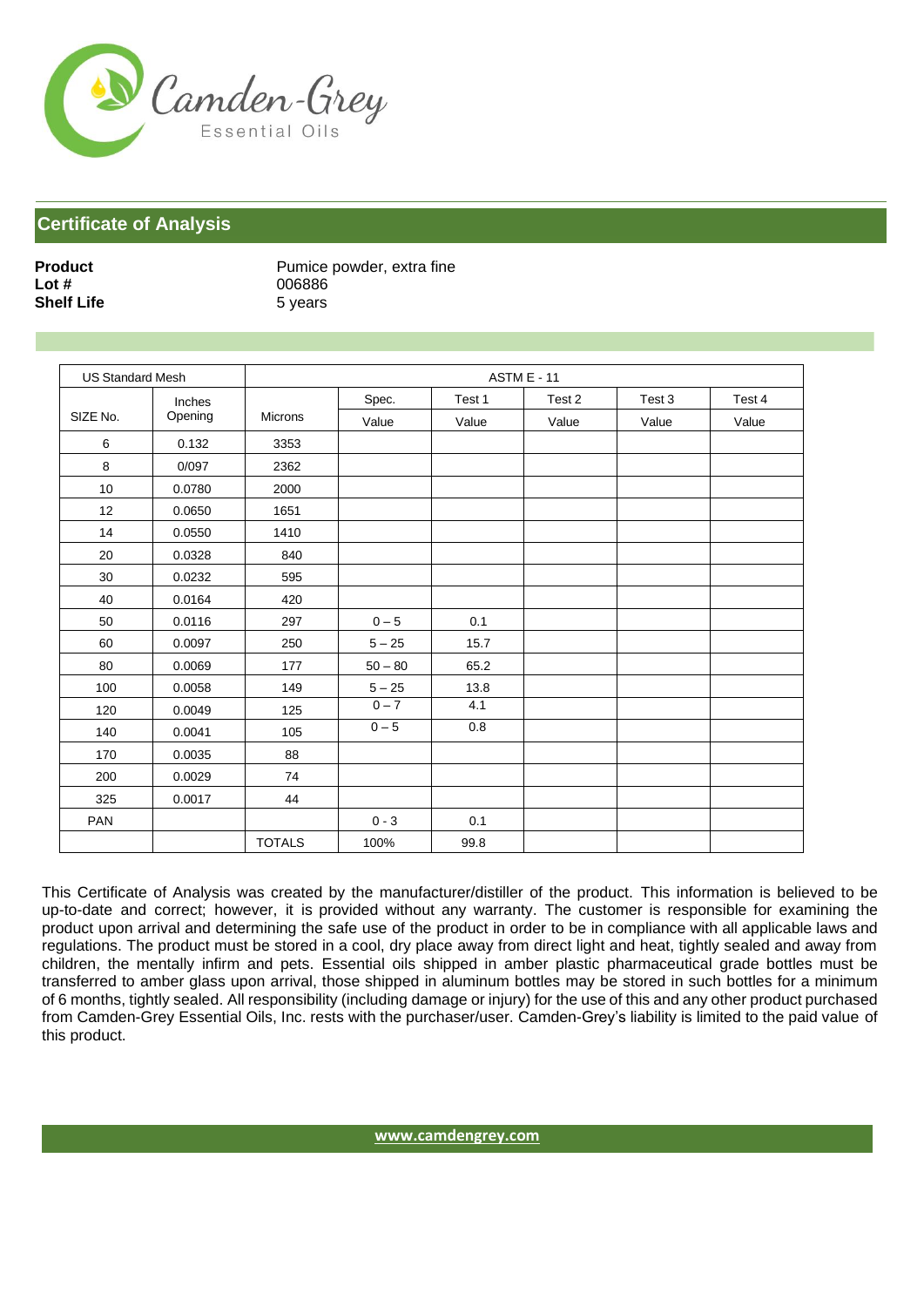Camden-Grey
Essential Oils

## Certificate of Analysis

**Product** Pumice powder, extra fine
**Lot #** 006886
**Shelf Life** 5 years

| US Standard Mesh | | | ASTM E - 11 | | | | |
|---|---|---|---|---|---|---|---|
| SIZE No. | Inches Opening | Microns | Spec. Value | Test 1 Value | Test 2 Value | Test 3 Value | Test 4 Value |
| 6 | 0.132 | 3353 | | | | | |
| 8 | 0/097 | 2362 | | | | | |
| 10 | 0.0780 | 2000 | | | | | |
| 12 | 0.0650 | 1651 | | | | | |
| 14 | 0.0550 | 1410 | | | | | |
| 20 | 0.0328 | 840 | | | | | |
| 30 | 0.0232 | 595 | | | | | |
| 40 | 0.0164 | 420 | | | | | |
| 50 | 0.0116 | 297 | 0 – 5 | 0.1 | | | |
| 60 | 0.0097 | 250 | 5 – 25 | 15.7 | | | |
| 80 | 0.0069 | 177 | 50 – 80 | 65.2 | | | |
| 100 | 0.0058 | 149 | 5 – 25 | 13.8 | | | |
| 120 | 0.0049 | 125 | 0 – 7 | 4.1 | | | |
| 140 | 0.0041 | 105 | 0 – 5 | 0.8 | | | |
| 170 | 0.0035 | 88 | | | | | |
| 200 | 0.0029 | 74 | | | | | |
| 325 | 0.0017 | 44 | | | | | |
| PAN | | | 0 - 3 | 0.1 | | | |
| | | TOTALS | 100% | 99.8 | | | |

This Certificate of Analysis was created by the manufacturer/distiller of the product. This information is believed to be up-to-date and correct; however, it is provided without any warranty. The customer is responsible for examining the product upon arrival and determining the safe use of the product in order to be in compliance with all applicable laws and regulations. The product must be stored in a cool, dry place away from direct light and heat, tightly sealed and away from children, the mentally infirm and pets. Essential oils shipped in amber plastic pharmaceutical grade bottles must be transferred to amber glass upon arrival, those shipped in aluminum bottles may be stored in such bottles for a minimum of 6 months, tightly sealed. All responsibility (including damage or injury) for the use of this and any other product purchased from Camden-Grey Essential Oils, Inc. rests with the purchaser/user. Camden-Grey's liability is limited to the paid value of this product.

www.camdengrey.com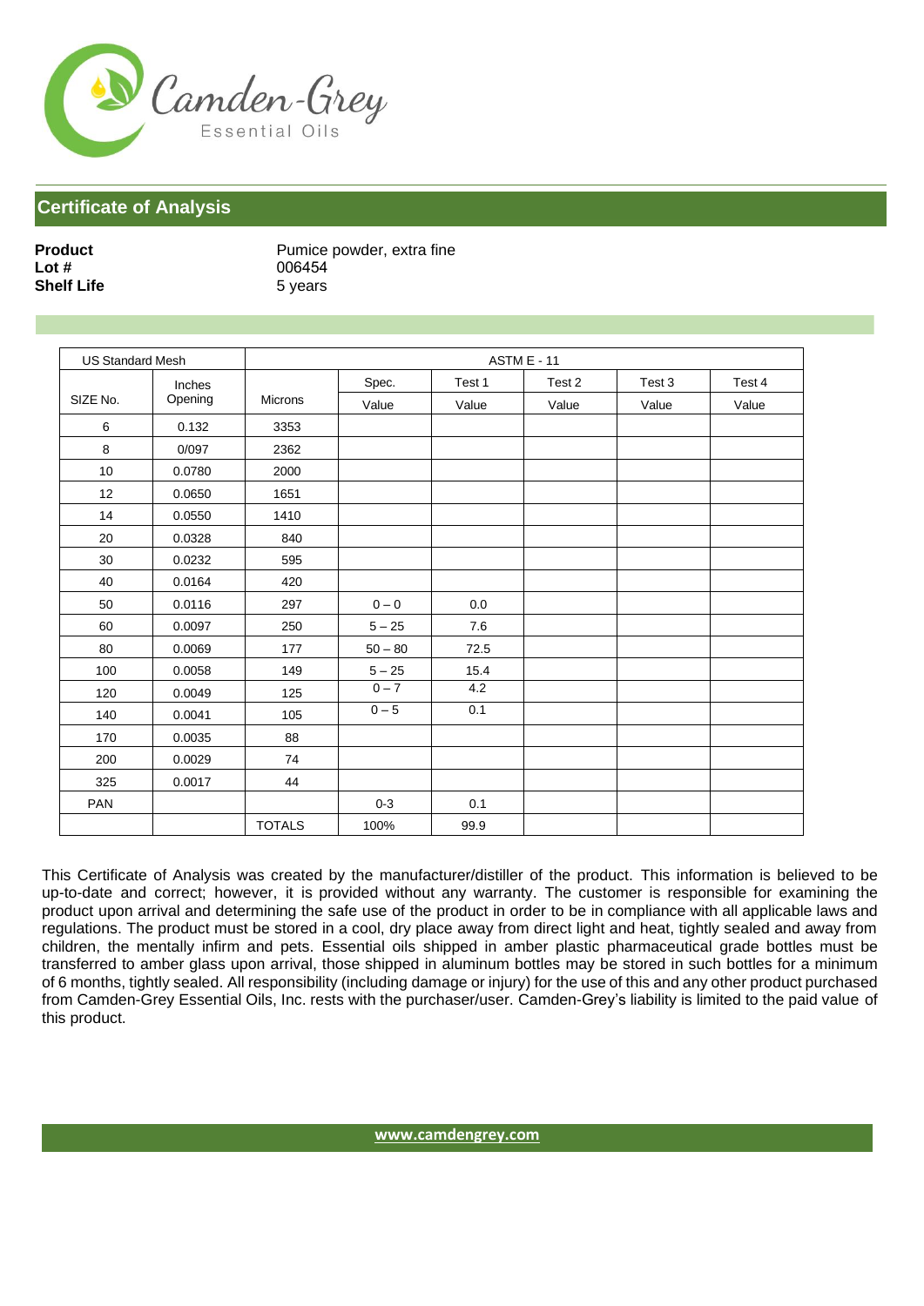Camden-Grey
Essential Oils

## Certificate of Analysis

**Product** Pumice powder, extra fine
**Lot #** 006454
**Shelf Life** 5 years

| US Standard Mesh | | ASTM E - 11 | | | | | |
|---|---|---|---|---|---|---|---|
| SIZE No. | Inches Opening | Microns | Spec. Value | Test 1 Value | Test 2 Value | Test 3 Value | Test 4 Value |
| 6 | 0.132 | 3353 | | | | | |
| 8 | 0/097 | 2362 | | | | | |
| 10 | 0.0780 | 2000 | | | | | |
| 12 | 0.0650 | 1651 | | | | | |
| 14 | 0.0550 | 1410 | | | | | |
| 20 | 0.0328 | 840 | | | | | |
| 30 | 0.0232 | 595 | | | | | |
| 40 | 0.0164 | 420 | | | | | |
| 50 | 0.0116 | 297 | 0 – 0 | 0.0 | | | |
| 60 | 0.0097 | 250 | 5 – 25 | 7.6 | | | |
| 80 | 0.0069 | 177 | 50 – 80 | 72.5 | | | |
| 100 | 0.0058 | 149 | 5 – 25 | 15.4 | | | |
| 120 | 0.0049 | 125 | 0 – 7 | 4.2 | | | |
| 140 | 0.0041 | 105 | 0 – 5 | 0.1 | | | |
| 170 | 0.0035 | 88 | | | | | |
| 200 | 0.0029 | 74 | | | | | |
| 325 | 0.0017 | 44 | | | | | |
| PAN | | | 0-3 | 0.1 | | | |
| | | TOTALS | 100% | 99.9 | | | |

This Certificate of Analysis was created by the manufacturer/distiller of the product. This information is believed to be up-to-date and correct; however, it is provided without any warranty. The customer is responsible for examining the product upon arrival and determining the safe use of the product in order to be in compliance with all applicable laws and regulations. The product must be stored in a cool, dry place away from direct light and heat, tightly sealed and away from children, the mentally infirm and pets. Essential oils shipped in amber plastic pharmaceutical grade bottles must be transferred to amber glass upon arrival, those shipped in aluminum bottles may be stored in such bottles for a minimum of 6 months, tightly sealed. All responsibility (including damage or injury) for the use of this and any other product purchased from Camden-Grey Essential Oils, Inc. rests with the purchaser/user. Camden-Grey's liability is limited to the paid value of this product.

www.camdengrey.com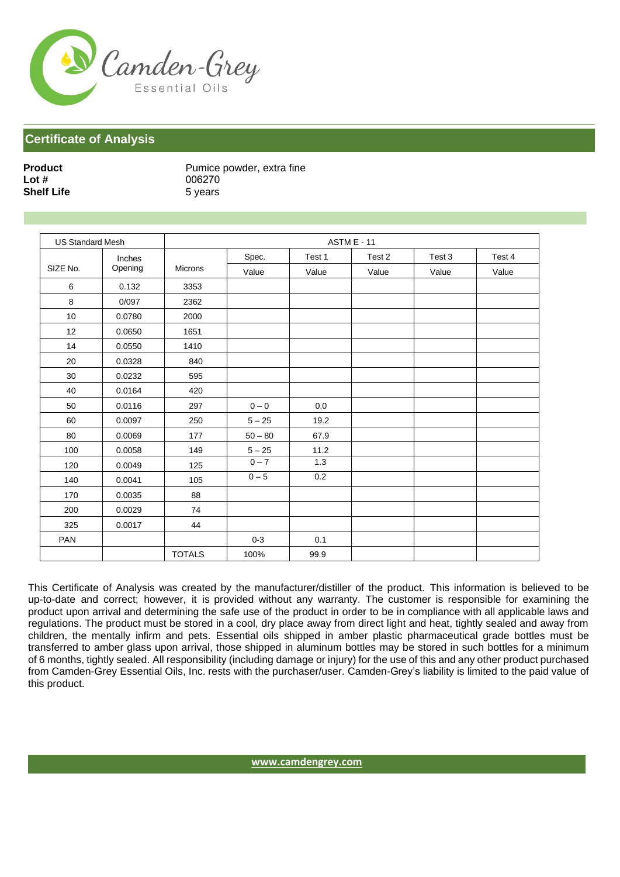Camden-Grey Essential Oils

## Certificate of Analysis

**Product** Pumice powder, extra fine
**Lot #** 006270
**Shelf Life** 5 years

| US Standard Mesh | | ASTM E - 11 | | | | | |
|---|---|---|---|---|---|---|---|
| SIZE No. | Inches Opening | Microns | Spec. Value | Test 1 Value | Test 2 Value | Test 3 Value | Test 4 Value |
| 6 | 0.132 | 3353 | | | | | |
| 8 | 0/097 | 2362 | | | | | |
| 10 | 0.0780 | 2000 | | | | | |
| 12 | 0.0650 | 1651 | | | | | |
| 14 | 0.0550 | 1410 | | | | | |
| 20 | 0.0328 | 840 | | | | | |
| 30 | 0.0232 | 595 | | | | | |
| 40 | 0.0164 | 420 | | | | | |
| 50 | 0.0116 | 297 | 0 – 0 | 0.0 | | | |
| 60 | 0.0097 | 250 | 5 – 25 | 19.2 | | | |
| 80 | 0.0069 | 177 | 50 – 80 | 67.9 | | | |
| 100 | 0.0058 | 149 | 5 – 25 | 11.2 | | | |
| 120 | 0.0049 | 125 | 0 – 7 | 1.3 | | | |
| 140 | 0.0041 | 105 | 0 – 5 | 0.2 | | | |
| 170 | 0.0035 | 88 | | | | | |
| 200 | 0.0029 | 74 | | | | | |
| 325 | 0.0017 | 44 | | | | | |
| PAN | | | 0-3 | 0.1 | | | |
| | | TOTALS | 100% | 99.9 | | | |

This Certificate of Analysis was created by the manufacturer/distiller of the product. This information is believed to be up-to-date and correct; however, it is provided without any warranty. The customer is responsible for examining the product upon arrival and determining the safe use of the product in order to be in compliance with all applicable laws and regulations. The product must be stored in a cool, dry place away from direct light and heat, tightly sealed and away from children, the mentally infirm and pets. Essential oils shipped in amber plastic pharmaceutical grade bottles must be transferred to amber glass upon arrival, those shipped in aluminum bottles may be stored in such bottles for a minimum of 6 months, tightly sealed. All responsibility (including damage or injury) for the use of this and any other product purchased from Camden-Grey Essential Oils, Inc. rests with the purchaser/user. Camden-Grey's liability is limited to the paid value of this product.

www.camdengrey.com